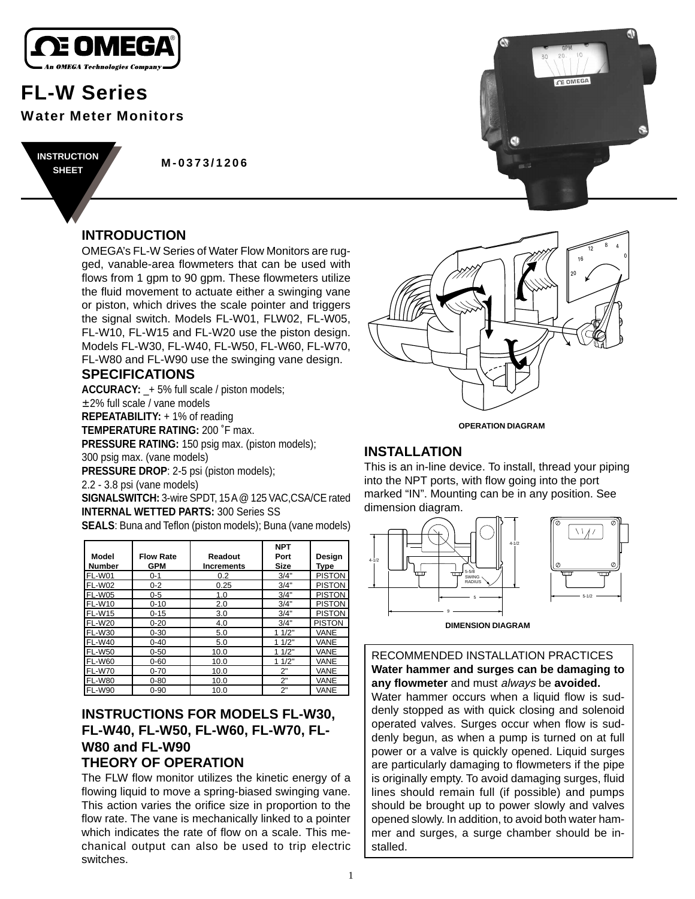# FL-W Series

## Water Meter Monitors

INSTRUCTION SHEET

M-0373/1206

## INTRODUCTION

OMEGA's FL-W Series of Water Flow Monitors are rugged, vanable-area flowmeters that can be used with flows from 1 gpm to 90 gpm. These flowmeters utilize the fluid movement to actuate either a swinging vane or piston, which drives the scale pointer and triggers the signal switch. Models FL-W01, FLW02, FL-W05, FL-W10, FL-W15 and FL-W20 use the piston design. Models FL-W30, FL-W40, FL-W50, FL-W60, FL-W70, FL-W80 and FL-W90 use the swinging vane design.

## SPECIFICATIONS

**ACCURACY:** _+ 5% full scale / piston models;
±2% full scale / vane models
**REPEATABILITY:** + 1% of reading
**TEMPERATURE RATING:** 200 ˚F max.
**PRESSURE RATING:** 150 psig max. (piston models);
300 psig max. (vane models)
**PRESSURE DROP**: 2-5 psi (piston models);
2.2 - 3.8 psi (vane models)
**SIGNALSWITCH:** 3-wire SPDT, 15 A @ 125 VAC,CSA/CE rated
**INTERNAL WETTED PARTS:** 300 Series SS
**SEALS**: Buna and Teflon (piston models); Buna (vane models)

| Model Number | Flow Rate GPM | Readout Increments | NPT Port Size | Design Type |
|---|---|---|---|---|
| FL-W01 | 0-1 | 0.2 | 3/4" | PISTON |
| FL-W02 | 0-2 | 0.25 | 3/4" | PISTON |
| FL-W05 | 0-5 | 1.0 | 3/4" | PISTON |
| FL-W10 | 0-10 | 2.0 | 3/4" | PISTON |
| FL-W15 | 0-15 | 3.0 | 3/4" | PISTON |
| FL-W20 | 0-20 | 4.0 | 3/4" | PISTON |
| FL-W30 | 0-30 | 5.0 | 1 1/2" | VANE |
| FL-W40 | 0-40 | 5.0 | 1 1/2" | VANE |
| FL-W50 | 0-50 | 10.0 | 1 1/2" | VANE |
| FL-W60 | 0-60 | 10.0 | 1 1/2" | VANE |
| FL-W70 | 0-70 | 10.0 | 2" | VANE |
| FL-W80 | 0-80 | 10.0 | 2" | VANE |
| FL-W90 | 0-90 | 10.0 | 2" | VANE |

## INSTRUCTIONS FOR MODELS FL-W30, FL-W40, FL-W50, FL-W60, FL-W70, FL-W80 and FL-W90

## THEORY OF OPERATION

The FLW flow monitor utilizes the kinetic energy of a flowing liquid to move a spring-biased swinging vane. This action varies the orifice size in proportion to the flow rate. The vane is mechanically linked to a pointer which indicates the rate of flow on a scale. This mechanical output can also be used to trip electric switches.

OPERATION DIAGRAM

## INSTALLATION

This is an in-line device. To install, thread your piping into the NPT ports, with flow going into the port marked "IN". Mounting can be in any position. See dimension diagram.

DIMENSION DIAGRAM

RECOMMENDED INSTALLATION PRACTICES

**Water hammer and surges can be damaging to any flowmeter** and must *always* be **avoided.**

Water hammer occurs when a liquid flow is suddenly stopped as with quick closing and solenoid operated valves. Surges occur when flow is suddenly begun, as when a pump is turned on at full power or a valve is quickly opened. Liquid surges are particularly damaging to flowmeters if the pipe is originally empty. To avoid damaging surges, fluid lines should remain full (if possible) and pumps should be brought up to power slowly and valves opened slowly. In addition, to avoid both water hammer and surges, a surge chamber should be installed.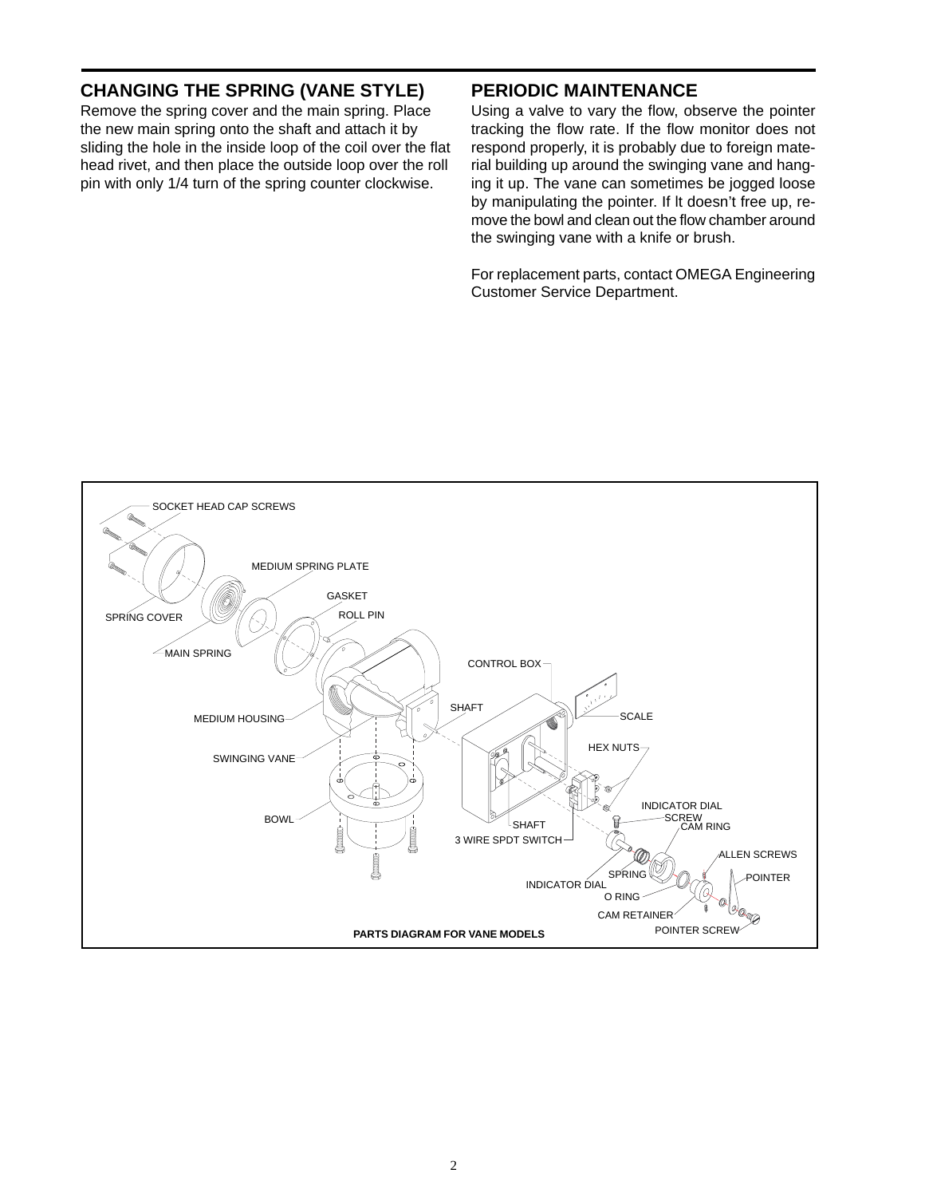## CHANGING THE SPRING (VANE STYLE)

Remove the spring cover and the main spring. Place the new main spring onto the shaft and attach it by sliding the hole in the inside loop of the coil over the flat head rivet, and then place the outside loop over the roll pin with only 1/4 turn of the spring counter clockwise.

## PERIODIC MAINTENANCE

Using a valve to vary the flow, observe the pointer tracking the flow rate. If the flow monitor does not respond properly, it is probably due to foreign material building up around the swinging vane and hanging it up. The vane can sometimes be jogged loose by manipulating the pointer. If lt doesn't free up, remove the bowl and clean out the flow chamber around the swinging vane with a knife or brush.

For replacement parts, contact OMEGA Engineering Customer Service Department.

SOCKET HEAD CAP SCREWS, MEDIUM SPRING PLATE, GASKET, ROLL PIN, SPRING COVER, MAIN SPRING, CONTROL BOX, SHAFT, SCALE, MEDIUM HOUSING, SWINGING VANE, HEX NUTS, BOWL, INDICATOR DIAL SCREW, CAM RING, SHAFT, 3 WIRE SPDT SWITCH, ALLEN SCREWS, SPRING, POINTER, INDICATOR DIAL, O RING, CAM RETAINER, POINTER SCREW

**PARTS DIAGRAM FOR VANE MODELS**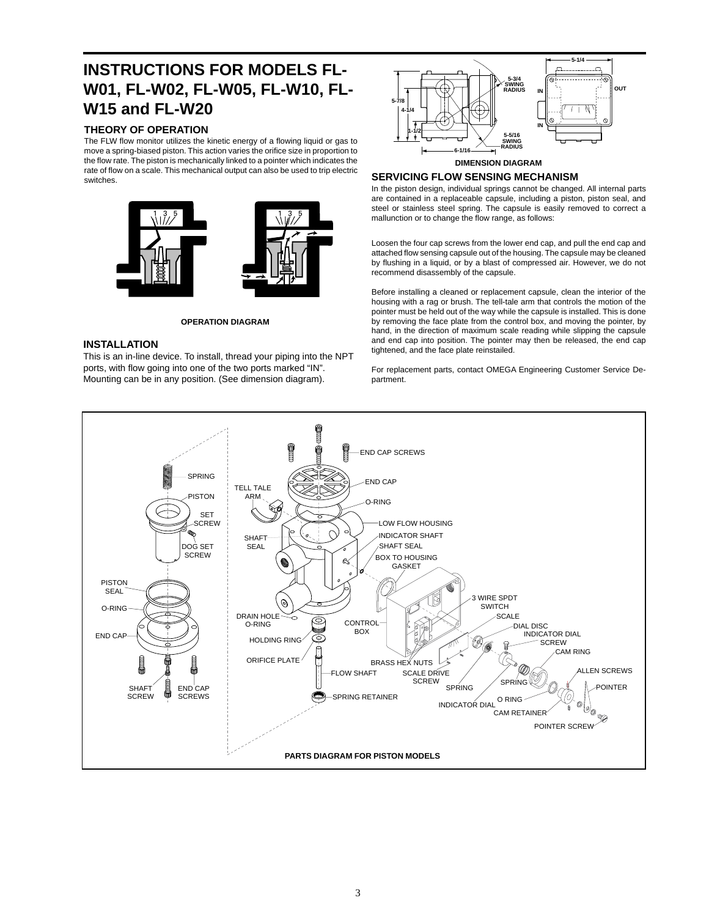# INSTRUCTIONS FOR MODELS FL-W01, FL-W02, FL-W05, FL-W10, FL-W15 and FL-W20

### THEORY OF OPERATION

The FLW flow monitor utilizes the kinetic energy of a flowing liquid or gas to move a spring-biased piston. This action varies the orifice size in proportion to the flow rate. The piston is mechanically linked to a pointer which indicates the rate of flow on a scale. This mechanical output can also be used to trip electric switches.

**OPERATION DIAGRAM**

### INSTALLATION

This is an in-line device. To install, thread your piping into the NPT ports, with flow going into one of the two ports marked "IN". Mounting can be in any position. (See dimension diagram).

**DIMENSION DIAGRAM**

### SERVICING FLOW SENSING MECHANISM

In the piston design, individual springs cannot be changed. All internal parts are contained in a replaceable capsule, including a piston, piston seal, and steel or stainless steel spring. The capsule is easily removed to correct a mallunction or to change the flow range, as follows:

Loosen the four cap screws from the lower end cap, and pull the end cap and attached flow sensing capsule out of the housing. The capsule may be cleaned by flushing in a liquid, or by a blast of compressed air. However, we do not recommend disassembly of the capsule.

Before installing a cleaned or replacement capsule, clean the interior of the housing with a rag or brush. The tell-tale arm that controls the motion of the pointer must be held out of the way while the capsule is installed. This is done by removing the face plate from the control box, and moving the pointer, by hand, in the direction of maximum scale reading while slipping the capsule and end cap into position. The pointer may then be released, the end cap tightened, and the face plate reinstailed.

For replacement parts, contact OMEGA Engineering Customer Service Department.

**PARTS DIAGRAM FOR PISTON MODELS**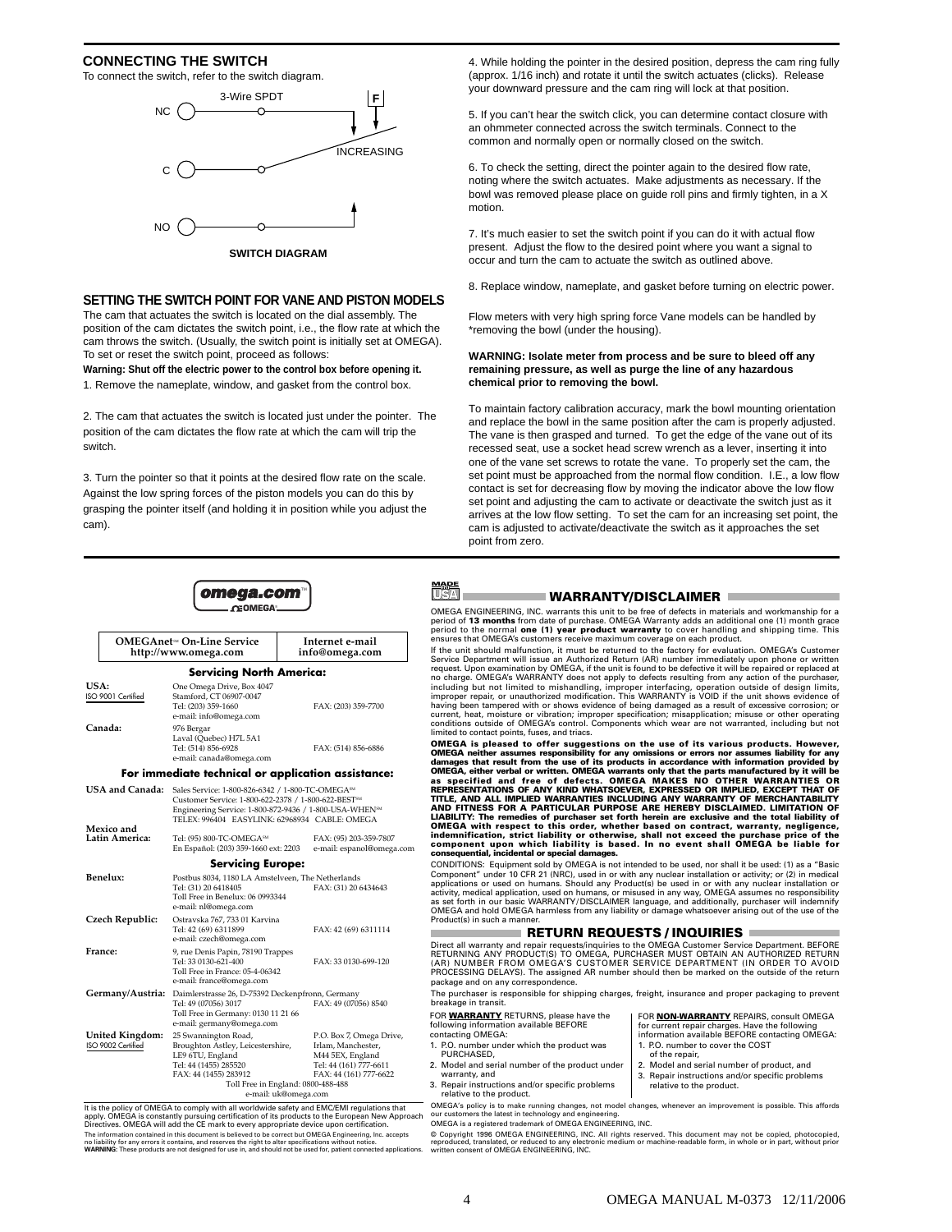## CONNECTING THE SWITCH

To connect the switch, refer to the switch diagram.

3-Wire SPDT

NC

C

NO

F

INCREASING

**SWITCH DIAGRAM**

## SETTING THE SWITCH POINT FOR VANE AND PISTON MODELS

The cam that actuates the switch is located on the dial assembly. The position of the cam dictates the switch point, i.e., the flow rate at which the cam throws the switch. (Usually, the switch point is initially set at OMEGA). To set or reset the switch point, proceed as follows:

**Warning: Shut off the electric power to the control box before opening it.**

1. Remove the nameplate, window, and gasket from the control box.

2. The cam that actuates the switch is located just under the pointer. The position of the cam dictates the flow rate at which the cam will trip the switch.

3. Turn the pointer so that it points at the desired flow rate on the scale. Against the low spring forces of the piston models you can do this by grasping the pointer itself (and holding it in position while you adjust the cam).

4. While holding the pointer in the desired position, depress the cam ring fully (approx. 1/16 inch) and rotate it until the switch actuates (clicks). Release your downward pressure and the cam ring will lock at that position.

5. If you can't hear the switch click, you can determine contact closure with an ohmmeter connected across the switch terminals. Connect to the common and normally open or normally closed on the switch.

6. To check the setting, direct the pointer again to the desired flow rate, noting where the switch actuates. Make adjustments as necessary. If the bowl was removed please place on guide roll pins and firmly tighten, in a X motion.

7. It's much easier to set the switch point if you can do it with actual flow present. Adjust the flow to the desired point where you want a signal to occur and turn the cam to actuate the switch as outlined above.

8. Replace window, nameplate, and gasket before turning on electric power.

Flow meters with very high spring force Vane models can be handled by *removing the bowl (under the housing).

**WARNING: Isolate meter from process and be sure to bleed off any remaining pressure, as well as purge the line of any hazardous chemical prior to removing the bowl.**

To maintain factory calibration accuracy, mark the bowl mounting orientation and replace the bowl in the same position after the cam is properly adjusted. The vane is then grasped and turned. To get the edge of the vane out of its recessed seat, use a socket head screw wrench as a lever, inserting it into one of the vane set screws to rotate the vane. To properly set the cam, the set point must be approached from the normal flow condition. I.E., a low flow contact is set for decreasing flow by moving the indicator above the low flow set point and adjusting the cam to activate or deactivate the switch just as it arrives at the low flow setting. To set the cam for an increasing set point, the cam is adjusted to activate/deactivate the switch as it approaches the set point from zero.

---

**omega.com**™ OMEGA®

| OMEGAnet℠ On-Line Service http://www.omega.com | Internet e-mail info@omega.com |
|---|---|

### Servicing North America:

| | | |
|---|---|---|
| **USA:** ISO 9001 Certified | One Omega Drive, Box 4047<br>Stamford, CT 06907-0047<br>Tel: (203) 359-1660<br>e-mail: info@omega.com | FAX: (203) 359-7700 |
| **Canada:** | 976 Bergar<br>Laval (Quebec) H7L 5A1<br>Tel: (514) 856-6928<br>e-mail: canada@omega.com | FAX: (514) 856-6886 |

### For immediate technical or application assistance:

| | | |
|---|---|---|
| **USA and Canada:** | Sales Service: 1-800-826-6342 / 1-800-TC-OMEGA℠<br>Customer Service: 1-800-622-2378 / 1-800-622-BEST℠<br>Engineering Service: 1-800-872-9436 / 1-800-USA-WHEN℠<br>TELEX: 996404 EASYLINK: 62968934 CABLE: OMEGA | |
| **Mexico and Latin America:** | Tel: (95) 800-TC-OMEGA℠<br>En Español: (203) 359-1660 ext: 2203 | FAX: (95) 203-359-7807<br>e-mail: espanol@omega.com |

### Servicing Europe:

| | | |
|---|---|---|
| **Benelux:** | Postbus 8034, 1180 LA Amstelveen, The Netherlands<br>Tel: (31) 20 6418405<br>Toll Free in Benelux: 06 0993344<br>e-mail: nl@omega.com | FAX: (31) 20 6434643 |
| **Czech Republic:** | Ostravska 767, 733 01 Karvina<br>Tel: 42 (69) 6311899<br>e-mail: czech@omega.com | FAX: 42 (69) 6311114 |
| **France:** | 9, rue Denis Papin, 78190 Trappes<br>Tel: 33 0130-621-400<br>Toll Free in France: 05-4-06342<br>e-mail: france@omega.com | FAX: 33 0130-699-120 |
| **Germany/Austria:** | Daimlerstrasse 26, D-75392 Deckenpfronn, Germany<br>Tel: 49 (07056) 3017<br>Toll Free in Germany: 0130 11 21 66<br>e-mail: germany@omega.com | FAX: 49 (07056) 8540 |
| **United Kingdom:** ISO 9002 Certified | 25 Swannington Road,<br>Broughton Astley, Leicestershire,<br>LE9 6TU, England<br>Tel: 44 (1455) 285520<br>FAX: 44 (1455) 283912<br>Toll Free in England: 0800-488-488<br>e-mail: uk@omega.com | P.O. Box 7, Omega Drive,<br>Irlam, Manchester,<br>M44 5EX, England<br>Tel: 44 (161) 777-6611<br>FAX: 44 (161) 777-6622 |

It is the policy of OMEGA to comply with all worldwide safety and EMC/EMI regulations that apply. OMEGA is constantly pursuing certification of its products to the European New Approach Directives. OMEGA will add the CE mark to every appropriate device upon certification.

The information contained in this document is believed to be correct but OMEGA Engineering, Inc. accepts no liability for any errors it contains, and reserves the right to alter specifications without notice.
**WARNING:** These products are not designed for use in, and should not be used for, patient connected applications.

MADE IN USA

## WARRANTY/DISCLAIMER

OMEGA ENGINEERING, INC. warrants this unit to be free of defects in materials and workmanship for a period of **13 months** from date of purchase. OMEGA Warranty adds an additional one (1) month grace period to the normal **one (1) year product warranty** to cover handling and shipping time. This ensures that OMEGA's customers receive maximum coverage on each product.

If the unit should malfunction, it must be returned to the factory for evaluation. OMEGA's Customer Service Department will issue an Authorized Return (AR) number immediately upon phone or written request. Upon examination by OMEGA, if the unit is found to be defective it will be repaired or replaced at no charge. OMEGA's WARRANTY does not apply to defects resulting from any action of the purchaser, including but not limited to mishandling, improper interfacing, operation outside of design limits, improper repair, or unauthorized modification. This WARRANTY is VOID if the unit shows evidence of having been tampered with or shows evidence of being damaged as a result of excessive corrosion; or current, heat, moisture or vibration; improper specification; misapplication; misuse or other operating conditions outside of OMEGA's control. Components which wear are not warranted, including but not limited to contact points, fuses, and triacs.

**OMEGA is pleased to offer suggestions on the use of its various products. However, OMEGA neither assumes responsibility for any omissions or errors nor assumes liability for any damages that result from the use of its products in accordance with information provided by OMEGA, either verbal or written. OMEGA warrants only that the parts manufactured by it will be as specified and free of defects. OMEGA MAKES NO OTHER WARRANTIES OR REPRESENTATIONS OF ANY KIND WHATSOEVER, EXPRESSED OR IMPLIED, EXCEPT THAT OF TITLE, AND ALL IMPLIED WARRANTIES INCLUDING ANY WARRANTY OF MERCHANTABILITY AND FITNESS FOR A PARTICULAR PURPOSE ARE HEREBY DISCLAIMED. LIMITATION OF LIABILITY: The remedies of purchaser set forth herein are exclusive and the total liability of OMEGA with respect to this order, whether based on contract, warranty, negligence, indemnification, strict liability or otherwise, shall not exceed the purchase price of the component upon which liability is based. In no event shall OMEGA be liable for consequential, incidental or special damages.**

CONDITIONS: Equipment sold by OMEGA is not intended to be used, nor shall it be used: (1) as a "Basic Component" under 10 CFR 21 (NRC), used in or with any nuclear installation or activity; or (2) in medical applications or used on humans. Should any Product(s) be used in or with any nuclear installation or activity, medical application, used on humans, or misused in any way, OMEGA assumes no responsibility as set forth in our basic WARRANTY/DISCLAIMER language, and additionally, purchaser will indemnify OMEGA and hold OMEGA harmless from any liability or damage whatsoever arising out of the use of the Product(s) in such a manner.

## RETURN REQUESTS / INQUIRIES

Direct all warranty and repair requests/inquiries to the OMEGA Customer Service Department. BEFORE RETURNING ANY PRODUCT(S) TO OMEGA, PURCHASER MUST OBTAIN AN AUTHORIZED RETURN (AR) NUMBER FROM OMEGA'S CUSTOMER SERVICE DEPARTMENT (IN ORDER TO AVOID PROCESSING DELAYS). The assigned AR number should then be marked on the outside of the return package and on any correspondence.

The purchaser is responsible for shipping charges, freight, insurance and proper packaging to prevent breakage in transit.

FOR **WARRANTY** RETURNS, please have the following information available BEFORE contacting OMEGA:

1. P.O. number under which the product was PURCHASED,
2. Model and serial number of the product under warranty, and
3. Repair instructions and/or specific problems relative to the product.

FOR **NON-WARRANTY** REPAIRS, consult OMEGA for current repair charges. Have the following information available BEFORE contacting OMEGA:

1. P.O. number to cover the COST of the repair,
2. Model and serial number of product, and
3. Repair instructions and/or specific problems relative to the product.

OMEGA's policy is to make running changes, not model changes, whenever an improvement is possible. This affords our customers the latest in technology and engineering.

OMEGA is a registered trademark of OMEGA ENGINEERING, INC.

© Copyright 1996 OMEGA ENGINEERING, INC. All rights reserved. This document may not be copied, photocopied, reproduced, translated, or reduced to any electronic medium or machine-readable form, in whole or in part, without prior written consent of OMEGA ENGINEERING, INC.